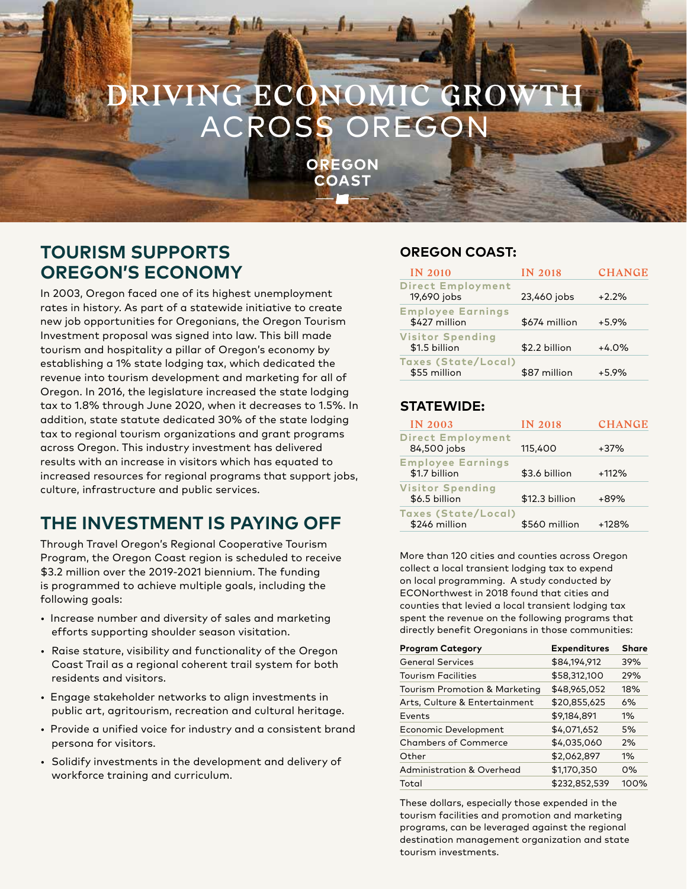# DRIVING ECONOMIC GROWTH ACROSS OREGON

OREGON COAST

## TOURISM SUPPORTS OREGON'S ECONOMY

In 2003, Oregon faced one of its highest unemployment rates in history. As part of a statewide initiative to create new job opportunities for Oregonians, the Oregon Tourism Investment proposal was signed into law. This bill made tourism and hospitality a pillar of Oregon's economy by establishing a 1% state lodging tax, which dedicated the revenue into tourism development and marketing for all of Oregon. In 2016, the legislature increased the state lodging tax to 1.8% through June 2020, when it decreases to 1.5%. In addition, state statute dedicated 30% of the state lodging tax to regional tourism organizations and grant programs across Oregon. This industry investment has delivered results with an increase in visitors which has equated to increased resources for regional programs that support jobs, culture, infrastructure and public services.

## THE INVESTMENT IS PAYING OFF

Through Travel Oregon's Regional Cooperative Tourism Program, the Oregon Coast region is scheduled to receive $3.2 million over the 2019-2021 biennium. The funding is programmed to achieve multiple goals, including the following goals:

- Increase number and diversity of sales and marketing efforts supporting shoulder season visitation.
- Raise stature, visibility and functionality of the Oregon Coast Trail as a regional coherent trail system for both residents and visitors.
- Engage stakeholder networks to align investments in public art, agritourism, recreation and cultural heritage.
- Provide a unified voice for industry and a consistent brand persona for visitors.
- Solidify investments in the development and delivery of workforce training and curriculum.

### OREGON COAST:

| IN 2010 | IN 2018 | CHANGE |
|---|---|---|
| **Direct Employment** 19,690 jobs | 23,460 jobs | +2.2% |
| **Employee Earnings** $427 million | $674 million | +5.9% |
| **Visitor Spending** $1.5 billion | $2.2 billion | +4.0% |
| **Taxes (State/Local)** $55 million | $87 million | +5.9% |

### STATEWIDE:

| IN 2003 | IN 2018 | CHANGE |
|---|---|---|
| **Direct Employment** 84,500 jobs | 115,400 | +37% |
| **Employee Earnings** $1.7 billion | $3.6 billion | +112% |
| **Visitor Spending** $6.5 billion | $12.3 billion | +89% |
| **Taxes (State/Local)** $246 million | $560 million | +128% |

More than 120 cities and counties across Oregon collect a local transient lodging tax to expend on local programming. A study conducted by ECONorthwest in 2018 found that cities and counties that levied a local transient lodging tax spent the revenue on the following programs that directly benefit Oregonians in those communities:

| Program Category | Expenditures | Share |
|---|---|---|
| General Services | $84,194,912 | 39% |
| Tourism Facilities | $58,312,100 | 29% |
| Tourism Promotion & Marketing | $48,965,052 | 18% |
| Arts, Culture & Entertainment | $20,855,625 | 6% |
| Events | $9,184,891 | 1% |
| Economic Development | $4,071,652 | 5% |
| Chambers of Commerce | $4,035,060 | 2% |
| Other | $2,062,897 | 1% |
| Administration & Overhead | $1,170,350 | 0% |
| Total | $232,852,539 | 100% |

These dollars, especially those expended in the tourism facilities and promotion and marketing programs, can be leveraged against the regional destination management organization and state tourism investments.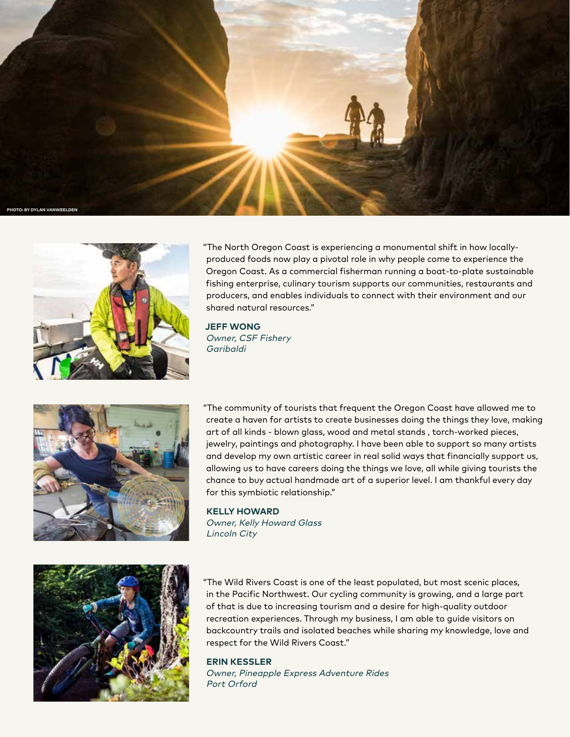PHOTO: BY DYLAN VANWEELDEN

"The North Oregon Coast is experiencing a monumental shift in how locally-produced foods now play a pivotal role in why people come to experience the Oregon Coast. As a commercial fisherman running a boat-to-plate sustainable fishing enterprise, culinary tourism supports our communities, restaurants and producers, and enables individuals to connect with their environment and our shared natural resources."

**JEFF WONG**
*Owner, CSF Fishery*
*Garibaldi*

"The community of tourists that frequent the Oregon Coast have allowed me to create a haven for artists to create businesses doing the things they love, making art of all kinds - blown glass, wood and metal stands , torch-worked pieces, jewelry, paintings and photography. I have been able to support so many artists and develop my own artistic career in real solid ways that financially support us, allowing us to have careers doing the things we love, all while giving tourists the chance to buy actual handmade art of a superior level. I am thankful every day for this symbiotic relationship."

**KELLY HOWARD**
*Owner, Kelly Howard Glass*
*Lincoln City*

"The Wild Rivers Coast is one of the least populated, but most scenic places, in the Pacific Northwest. Our cycling community is growing, and a large part of that is due to increasing tourism and a desire for high-quality outdoor recreation experiences. Through my business, I am able to guide visitors on backcountry trails and isolated beaches while sharing my knowledge, love and respect for the Wild Rivers Coast."

**ERIN KESSLER**
*Owner, Pineapple Express Adventure Rides*
*Port Orford*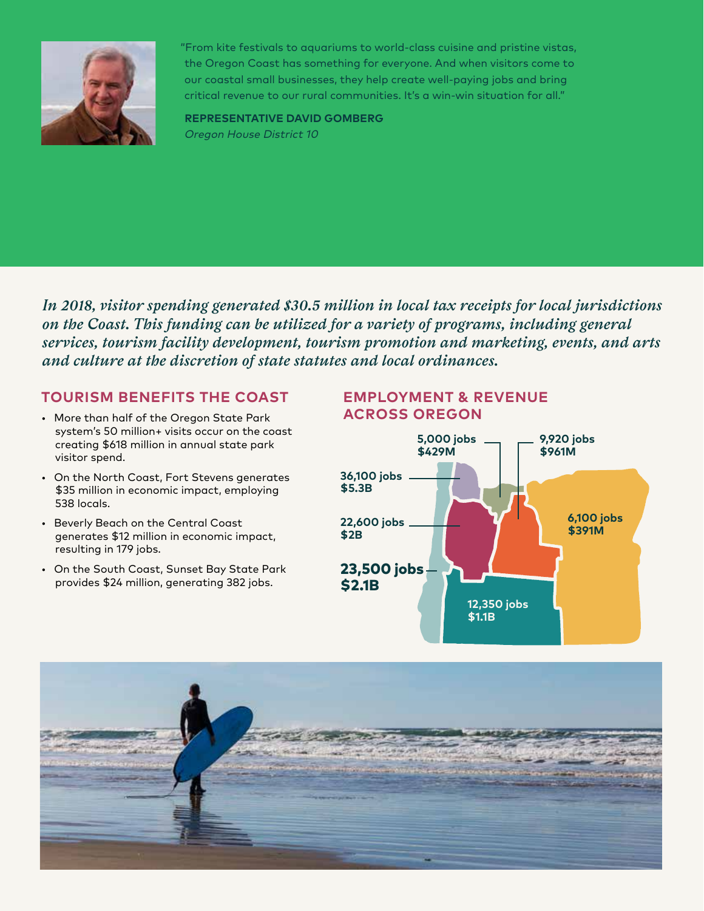"From kite festivals to aquariums to world-class cuisine and pristine vistas, the Oregon Coast has something for everyone. And when visitors come to our coastal small businesses, they help create well-paying jobs and bring critical revenue to our rural communities. It's a win-win situation for all."

**REPRESENTATIVE DAVID GOMBERG**
*Oregon House District 10*

***In 2018, visitor spending generated $30.5 million in local tax receipts for local jurisdictions on the Coast. This funding can be utilized for a variety of programs, including general services, tourism facility development, tourism promotion and marketing, events, and arts and culture at the discretion of state statutes and local ordinances.***

## TOURISM BENEFITS THE COAST

- More than half of the Oregon State Park system's 50 million+ visits occur on the coast creating $618 million in annual state park visitor spend.
- On the North Coast, Fort Stevens generates $35 million in economic impact, employing 538 locals.
- Beverly Beach on the Central Coast generates $12 million in economic impact, resulting in 179 jobs.
- On the South Coast, Sunset Bay State Park provides $24 million, generating 382 jobs.

## EMPLOYMENT & REVENUE ACROSS OREGON

- **23,500 jobs — $2.1B**
- **36,100 jobs — $5.3B**
- **22,600 jobs — $2B**
- **5,000 jobs — $429M**
- **9,920 jobs — $961M**
- **6,100 jobs — $391M**
- **12,350 jobs — $1.1B**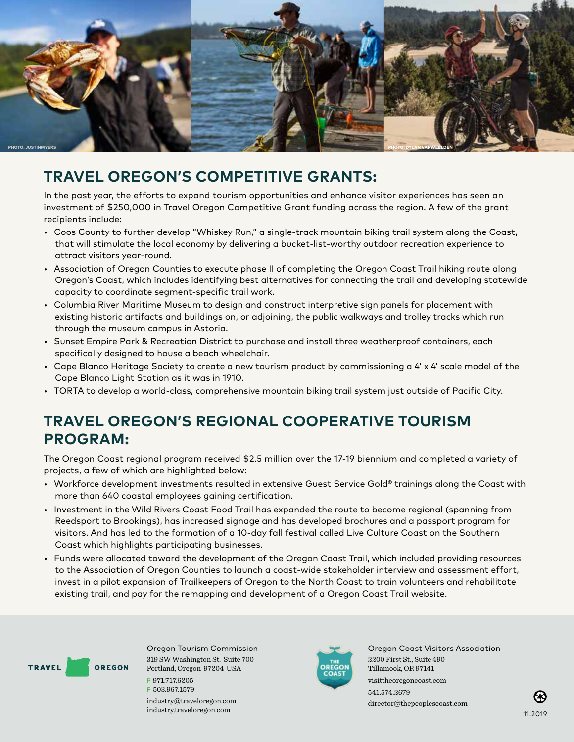PHOTO: JUSTINMYERS

PHOTO: DYLAN VANWEELDEN

## TRAVEL OREGON'S COMPETITIVE GRANTS:

In the past year, the efforts to expand tourism opportunities and enhance visitor experiences has seen an investment of $250,000 in Travel Oregon Competitive Grant funding across the region. A few of the grant recipients include:

- Coos County to further develop "Whiskey Run," a single-track mountain biking trail system along the Coast, that will stimulate the local economy by delivering a bucket-list-worthy outdoor recreation experience to attract visitors year-round.
- Association of Oregon Counties to execute phase II of completing the Oregon Coast Trail hiking route along Oregon's Coast, which includes identifying best alternatives for connecting the trail and developing statewide capacity to coordinate segment-specific trail work.
- Columbia River Maritime Museum to design and construct interpretive sign panels for placement with existing historic artifacts and buildings on, or adjoining, the public walkways and trolley tracks which run through the museum campus in Astoria.
- Sunset Empire Park & Recreation District to purchase and install three weatherproof containers, each specifically designed to house a beach wheelchair.
- Cape Blanco Heritage Society to create a new tourism product by commissioning a 4' x 4' scale model of the Cape Blanco Light Station as it was in 1910.
- TORTA to develop a world-class, comprehensive mountain biking trail system just outside of Pacific City.

## TRAVEL OREGON'S REGIONAL COOPERATIVE TOURISM PROGRAM:

The Oregon Coast regional program received $2.5 million over the 17-19 biennium and completed a variety of projects, a few of which are highlighted below:

- Workforce development investments resulted in extensive Guest Service Gold® trainings along the Coast with more than 640 coastal employees gaining certification.
- Investment in the Wild Rivers Coast Food Trail has expanded the route to become regional (spanning from Reedsport to Brookings), has increased signage and has developed brochures and a passport program for visitors. And has led to the formation of a 10-day fall festival called Live Culture Coast on the Southern Coast which highlights participating businesses.
- Funds were allocated toward the development of the Oregon Coast Trail, which included providing resources to the Association of Oregon Counties to launch a coast-wide stakeholder interview and assessment effort, invest in a pilot expansion of Trailkeepers of Oregon to the North Coast to train volunteers and rehabilitate existing trail, and pay for the remapping and development of a Oregon Coast Trail website.

TRAVEL OREGON

Oregon Tourism Commission
319 SW Washington St. Suite 700
Portland, Oregon 97204 USA
P 971.717.6205
F 503.967.1579
industry@traveloregon.com
industry.traveloregon.com

THE OREGON COAST

Oregon Coast Visitors Association
2200 First St., Suite 490
Tillamook, OR 97141
visittheoregoncoast.com
541.574.2679
director@thepeoplescoast.com

11.2019